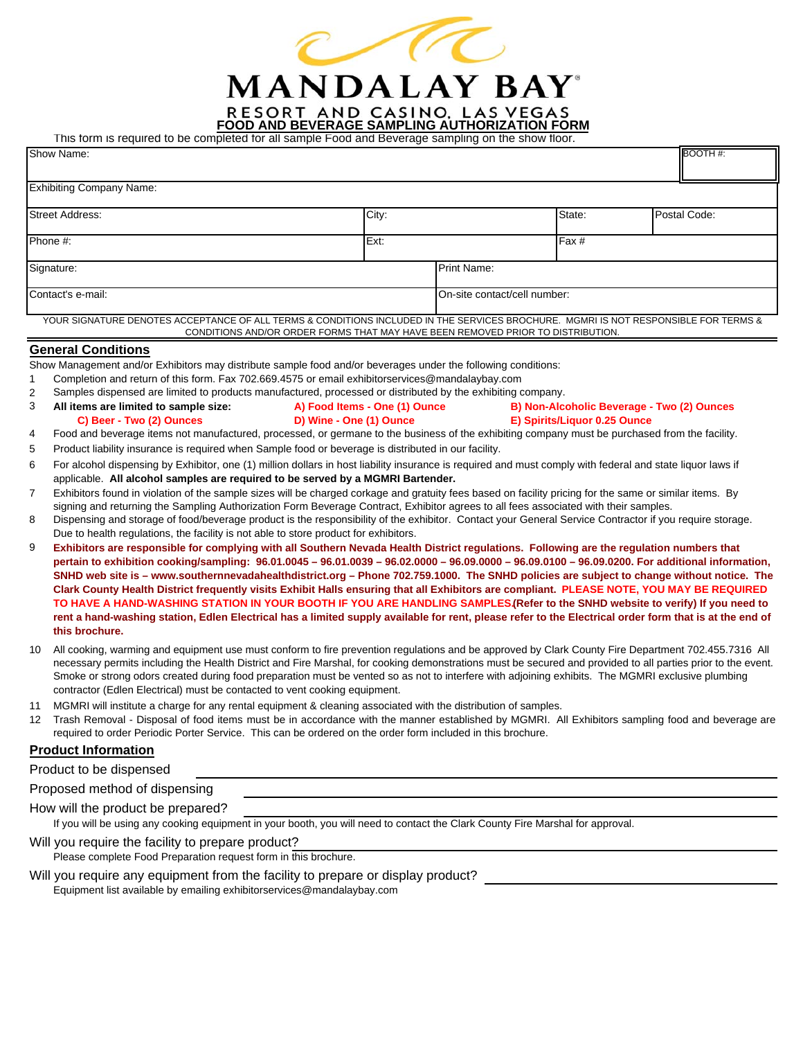# MANDALAY BAY

RESORT AND CASINO, LAS VEGAS

## FOOD AND BEVERAGE SAMPLING AUTHORIZATION FORM

This form is required to be completed for all sample Food and Beverage sampling on the show floor.

| Show Name: | | | BOOTH #: |
|---|---|---|---|
| Exhibiting Company Name: | | | |
| Street Address: | City: | State: | Postal Code: |
| Phone #: | Ext: | Fax # | |
| Signature: | Print Name: | | |
| Contact's e-mail: | On-site contact/cell number: | | |

YOUR SIGNATURE DENOTES ACCEPTANCE OF ALL TERMS & CONDITIONS INCLUDED IN THE SERVICES BROCHURE. MGMRI IS NOT RESPONSIBLE FOR TERMS & CONDITIONS AND/OR ORDER FORMS THAT MAY HAVE BEEN REMOVED PRIOR TO DISTRIBUTION.

## General Conditions

Show Management and/or Exhibitors may distribute sample food and/or beverages under the following conditions:

1. Completion and return of this form. Fax 702.669.4575 or email exhibitorservices@mandalaybay.com
2. Samples dispensed are limited to products manufactured, processed or distributed by the exhibiting company.
3. **All items are limited to sample size:** **A) Food Items - One (1) Ounce** **B) Non-Alcoholic Beverage - Two (2) Ounces** **C) Beer - Two (2) Ounces** **D) Wine - One (1) Ounce** **E) Spirits/Liquor 0.25 Ounce**
4. Food and beverage items not manufactured, processed, or germane to the business of the exhibiting company must be purchased from the facility.
5. Product liability insurance is required when Sample food or beverage is distributed in our facility.
6. For alcohol dispensing by Exhibitor, one (1) million dollars in host liability insurance is required and must comply with federal and state liquor laws if applicable. **All alcohol samples are required to be served by a MGMRI Bartender.**
7. Exhibitors found in violation of the sample sizes will be charged corkage and gratuity fees based on facility pricing for the same or similar items. By signing and returning the Sampling Authorization Form Beverage Contract, Exhibitor agrees to all fees associated with their samples.
8. Dispensing and storage of food/beverage product is the responsibility of the exhibitor. Contact your General Service Contractor if you require storage. Due to health regulations, the facility is not able to store product for exhibitors.
9. **Exhibitors are responsible for complying with all Southern Nevada Health District regulations. Following are the regulation numbers that pertain to exhibition cooking/sampling: 96.01.0045 – 96.01.0039 – 96.02.0000 – 96.09.0000 – 96.09.0100 – 96.09.0200. For additional information, SNHD web site is – www.southernnevadahealthdistrict.org – Phone 702.759.1000. The SNHD policies are subject to change without notice. The Clark County Health District frequently visits Exhibit Halls ensuring that all Exhibitors are compliant. PLEASE NOTE, YOU MAY BE REQUIRED TO HAVE A HAND-WASHING STATION IN YOUR BOOTH IF YOU ARE HANDLING SAMPLES.(Refer to the SNHD website to verify) If you need to rent a hand-washing station, Edlen Electrical has a limited supply available for rent, please refer to the Electrical order form that is at the end of this brochure.**
10. All cooking, warming and equipment use must conform to fire prevention regulations and be approved by Clark County Fire Department 702.455.7316 All necessary permits including the Health District and Fire Marshal, for cooking demonstrations must be secured and provided to all parties prior to the event. Smoke or strong odors created during food preparation must be vented so as not to interfere with adjoining exhibits. The MGMRI exclusive plumbing contractor (Edlen Electrical) must be contacted to vent cooking equipment.
11. MGMRI will institute a charge for any rental equipment & cleaning associated with the distribution of samples.
12. Trash Removal - Disposal of food items must be in accordance with the manner established by MGMRI. All Exhibitors sampling food and beverage are required to order Periodic Porter Service. This can be ordered on the order form included in this brochure.

## Product Information

Product to be dispensed \_\_\_\_\_\_\_\_\_\_\_\_\_\_\_\_\_\_\_\_

Proposed method of dispensing \_\_\_\_\_\_\_\_\_\_\_\_\_\_\_\_\_\_\_\_

How will the product be prepared? \_\_\_\_\_\_\_\_\_\_\_\_\_\_\_\_\_\_\_\_

If you will be using any cooking equipment in your booth, you will need to contact the Clark County Fire Marshal for approval.

Will you require the facility to prepare product? \_\_\_\_\_\_\_\_\_\_\_\_\_\_\_\_\_\_\_\_

Please complete Food Preparation request form in this brochure.

Will you require any equipment from the facility to prepare or display product? \_\_\_\_\_\_\_\_\_\_\_\_\_\_\_\_\_\_\_\_

Equipment list available by emailing exhibitorservices@mandalaybay.com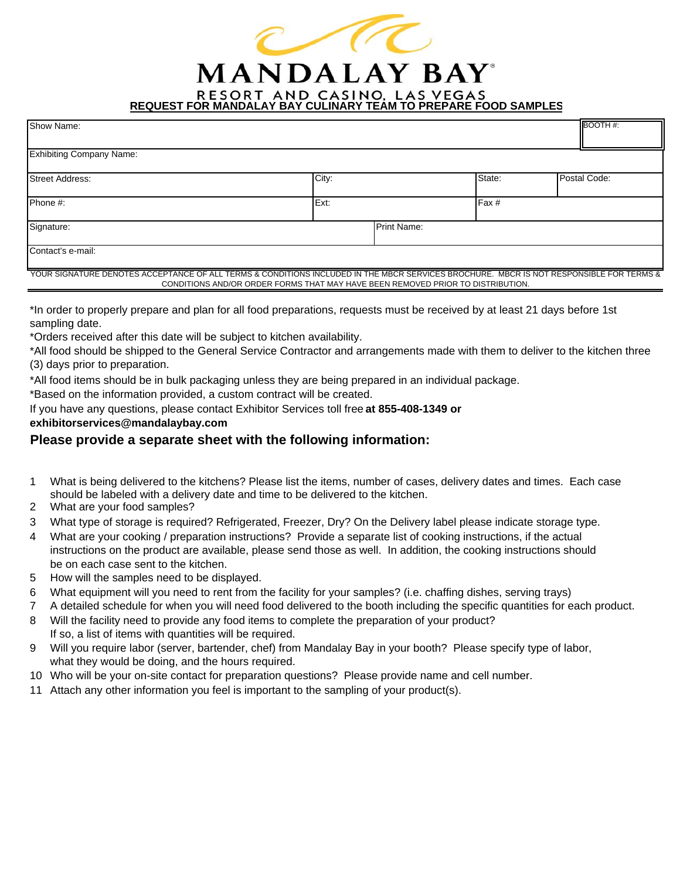# MANDALAY BAY

RESORT AND CASINO, LAS VEGAS

## REQUEST FOR MANDALAY BAY CULINARY TEAM TO PREPARE FOOD SAMPLES

| Show Name: | | | | BOOTH #: |
|---|---|---|---|---|
| Exhibiting Company Name: | | | | |
| Street Address: | City: | | State: | Postal Code: |
| Phone #: | Ext: | | Fax # | |
| Signature: | | Print Name: | | |
| Contact's e-mail: | | | | |

YOUR SIGNATURE DENOTES ACCEPTANCE OF ALL TERMS & CONDITIONS INCLUDED IN THE MBCR SERVICES BROCHURE. MBCR IS NOT RESPONSIBLE FOR TERMS & CONDITIONS AND/OR ORDER FORMS THAT MAY HAVE BEEN REMOVED PRIOR TO DISTRIBUTION.

*In order to properly prepare and plan for all food preparations, requests must be received by at least 21 days before 1st sampling date.

*Orders received after this date will be subject to kitchen availability.

*All food should be shipped to the General Service Contractor and arrangements made with them to deliver to the kitchen three (3) days prior to preparation.

*All food items should be in bulk packaging unless they are being prepared in an individual package.

*Based on the information provided, a custom contract will be created.

If you have any questions, please contact Exhibitor Services toll free **at 855-408-1349 or exhibitorservices@mandalaybay.com**

### Please provide a separate sheet with the following information:

1. What is being delivered to the kitchens? Please list the items, number of cases, delivery dates and times. Each case should be labeled with a delivery date and time to be delivered to the kitchen.
2. What are your food samples?
3. What type of storage is required? Refrigerated, Freezer, Dry? On the Delivery label please indicate storage type.
4. What are your cooking / preparation instructions? Provide a separate list of cooking instructions, if the actual instructions on the product are available, please send those as well. In addition, the cooking instructions should be on each case sent to the kitchen.
5. How will the samples need to be displayed.
6. What equipment will you need to rent from the facility for your samples? (i.e. chaffing dishes, serving trays)
7. A detailed schedule for when you will need food delivered to the booth including the specific quantities for each product.
8. Will the facility need to provide any food items to complete the preparation of your product? If so, a list of items with quantities will be required.
9. Will you require labor (server, bartender, chef) from Mandalay Bay in your booth? Please specify type of labor, what they would be doing, and the hours required.
10. Who will be your on-site contact for preparation questions? Please provide name and cell number.
11. Attach any other information you feel is important to the sampling of your product(s).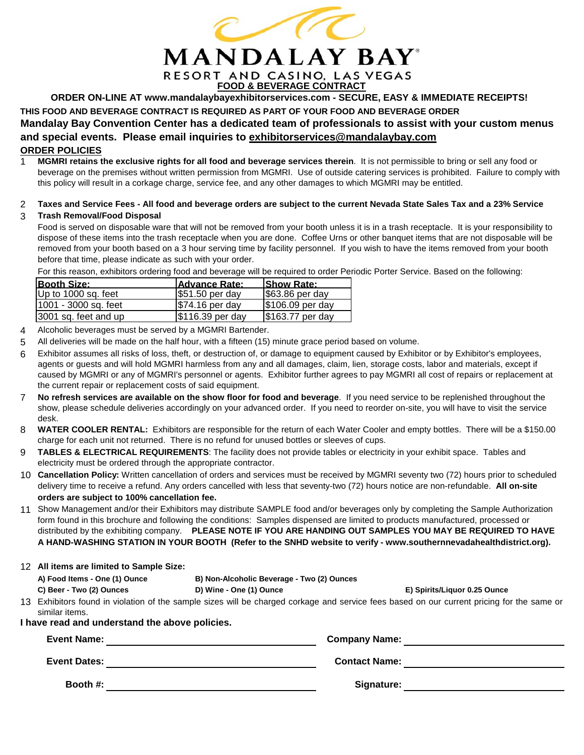# MANDALAY BAY

RESORT AND CASINO, LAS VEGAS

## FOOD & BEVERAGE CONTRACT

**ORDER ON-LINE AT www.mandalaybayexhibitorservices.com - SECURE, EASY & IMMEDIATE RECEIPTS!**

**THIS FOOD AND BEVERAGE CONTRACT IS REQUIRED AS PART OF YOUR FOOD AND BEVERAGE ORDER**

**Mandalay Bay Convention Center has a dedicated team of professionals to assist with your custom menus and special events. Please email inquiries to exhibitorservices@mandalaybay.com**

### ORDER POLICIES

1. **MGMRI retains the exclusive rights for all food and beverage services therein**. It is not permissible to bring or sell any food or beverage on the premises without written permission from MGMRI. Use of outside catering services is prohibited. Failure to comply with this policy will result in a corkage charge, service fee, and any other damages to which MGMRI may be entitled.
2. **Taxes and Service Fees - All food and beverage orders are subject to the current Nevada State Sales Tax and a 23% Service**
3. **Trash Removal/Food Disposal**

   Food is served on disposable ware that will not be removed from your booth unless it is in a trash receptacle. It is your responsibility to dispose of these items into the trash receptacle when you are done. Coffee Urns or other banquet items that are not disposable will be removed from your booth based on a 3 hour serving time by facility personnel. If you wish to have the items removed from your booth before that time, please indicate as such with your order.

   For this reason, exhibitors ordering food and beverage will be required to order Periodic Porter Service. Based on the following:

| Booth Size: | Advance Rate: | Show Rate: |
|---|---|---|
| Up to 1000 sq. feet | $51.50 per day | $63.86 per day |
| 1001 - 3000 sq. feet | $74.16 per day | $106.09 per day |
| 3001 sq. feet and up | $116.39 per day | $163.77 per day |

4. Alcoholic beverages must be served by a MGMRI Bartender.
5. All deliveries will be made on the half hour, with a fifteen (15) minute grace period based on volume.
6. Exhibitor assumes all risks of loss, theft, or destruction of, or damage to equipment caused by Exhibitor or by Exhibitor's employees, agents or guests and will hold MGMRI harmless from any and all damages, claim, lien, storage costs, labor and materials, except if caused by MGMRI or any of MGMRI's personnel or agents. Exhibitor further agrees to pay MGMRI all cost of repairs or replacement at the current repair or replacement costs of said equipment.
7. **No refresh services are available on the show floor for food and beverage**. If you need service to be replenished throughout the show, please schedule deliveries accordingly on your advanced order. If you need to reorder on-site, you will have to visit the service desk.
8. **WATER COOLER RENTAL:** Exhibitors are responsible for the return of each Water Cooler and empty bottles. There will be a $150.00 charge for each unit not returned. There is no refund for unused bottles or sleeves of cups.
9. **TABLES & ELECTRICAL REQUIREMENTS**: The facility does not provide tables or electricity in your exhibit space. Tables and electricity must be ordered through the appropriate contractor.
10. **Cancellation Policy:** Written cancellation of orders and services must be received by MGMRI seventy two (72) hours prior to scheduled delivery time to receive a refund. Any orders cancelled with less that seventy-two (72) hours notice are non-refundable. **All on-site orders are subject to 100% cancellation fee.**
11. Show Management and/or their Exhibitors may distribute SAMPLE food and/or beverages only by completing the Sample Authorization form found in this brochure and following the conditions: Samples dispensed are limited to products manufactured, processed or distributed by the exhibiting company. **PLEASE NOTE IF YOU ARE HANDING OUT SAMPLES YOU MAY BE REQUIRED TO HAVE A HAND-WASHING STATION IN YOUR BOOTH (Refer to the SNHD website to verify - www.southernnevadahealthdistrict.org).**
12. **All items are limited to Sample Size:**

    **A) Food Items - One (1) Ounce**
    **B) Non-Alcoholic Beverage - Two (2) Ounces**
    **C) Beer - Two (2) Ounces**
    **D) Wine - One (1) Ounce**
    **E) Spirits/Liquor 0.25 Ounce**
13. Exhibitors found in violation of the sample sizes will be charged corkage and service fees based on our current pricing for the same or similar items.

**I have read and understand the above policies.**

**Event Name:** ______________________ **Company Name:** ______________________

**Event Dates:** ______________________ **Contact Name:** ______________________

**Booth #:** ______________________ **Signature:** ______________________